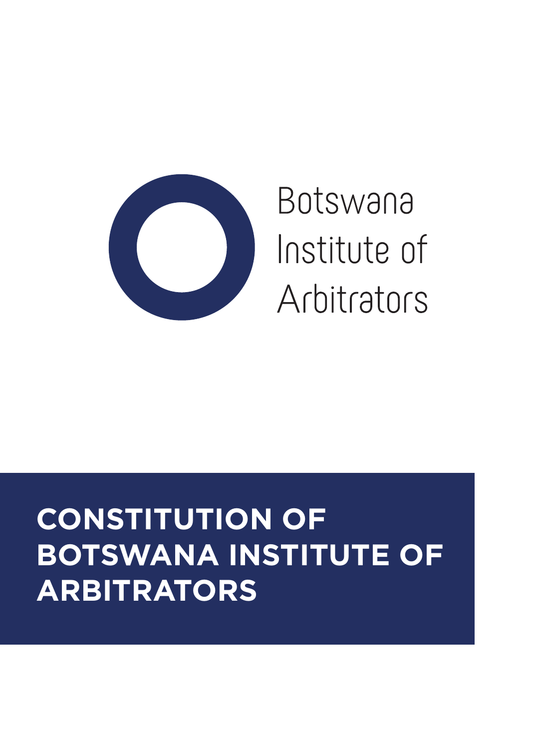Botswana
Institute of
Arbitrators

# CONSTITUTION OF BOTSWANA INSTITUTE OF ARBITRATORS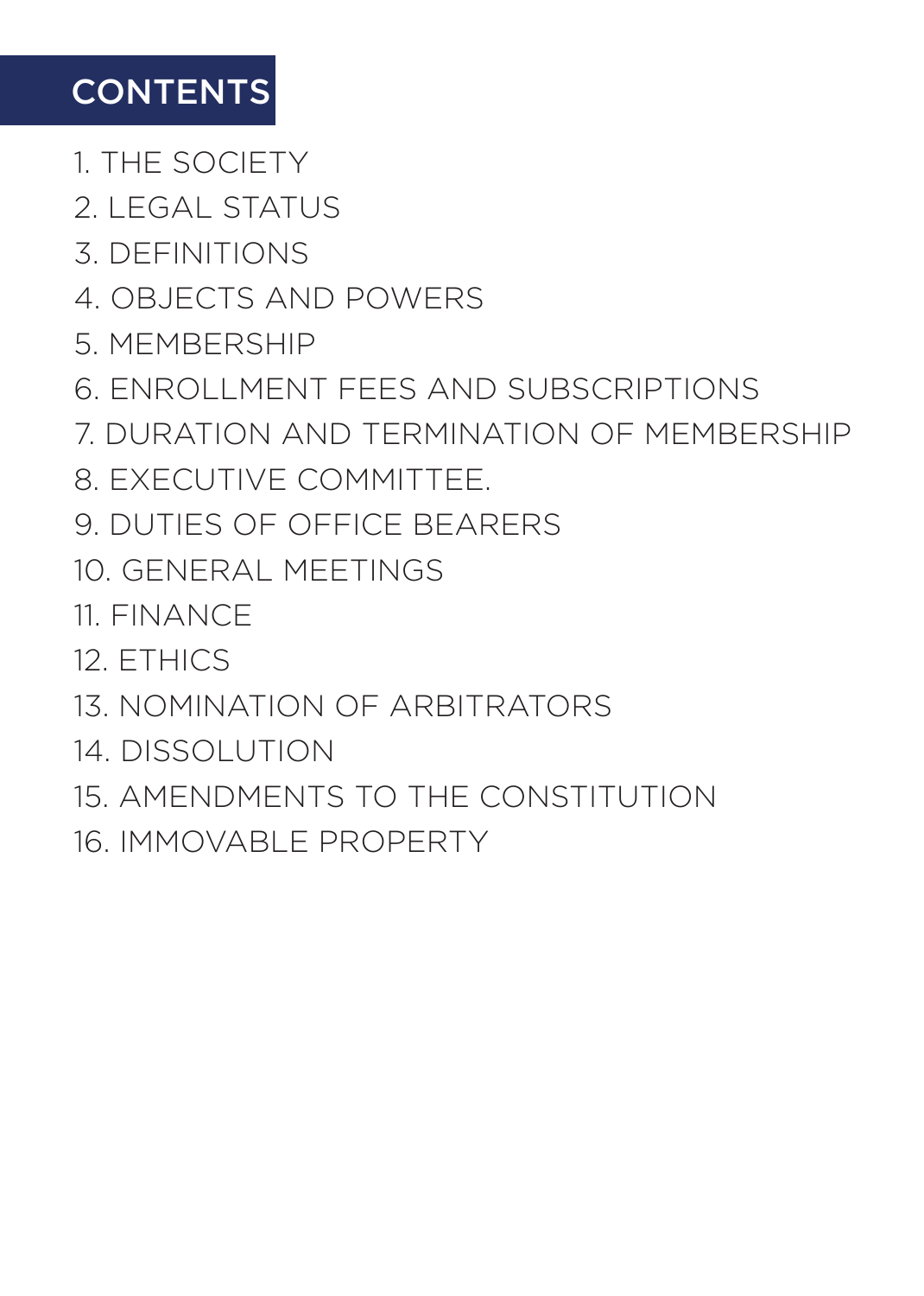# CONTENTS

1. THE SOCIETY
2. LEGAL STATUS
3. DEFINITIONS
4. OBJECTS AND POWERS
5. MEMBERSHIP
6. ENROLLMENT FEES AND SUBSCRIPTIONS
7. DURATION AND TERMINATION OF MEMBERSHIP
8. EXECUTIVE COMMITTEE.
9. DUTIES OF OFFICE BEARERS
10. GENERAL MEETINGS
11. FINANCE
12. ETHICS
13. NOMINATION OF ARBITRATORS
14. DISSOLUTION
15. AMENDMENTS TO THE CONSTITUTION
16. IMMOVABLE PROPERTY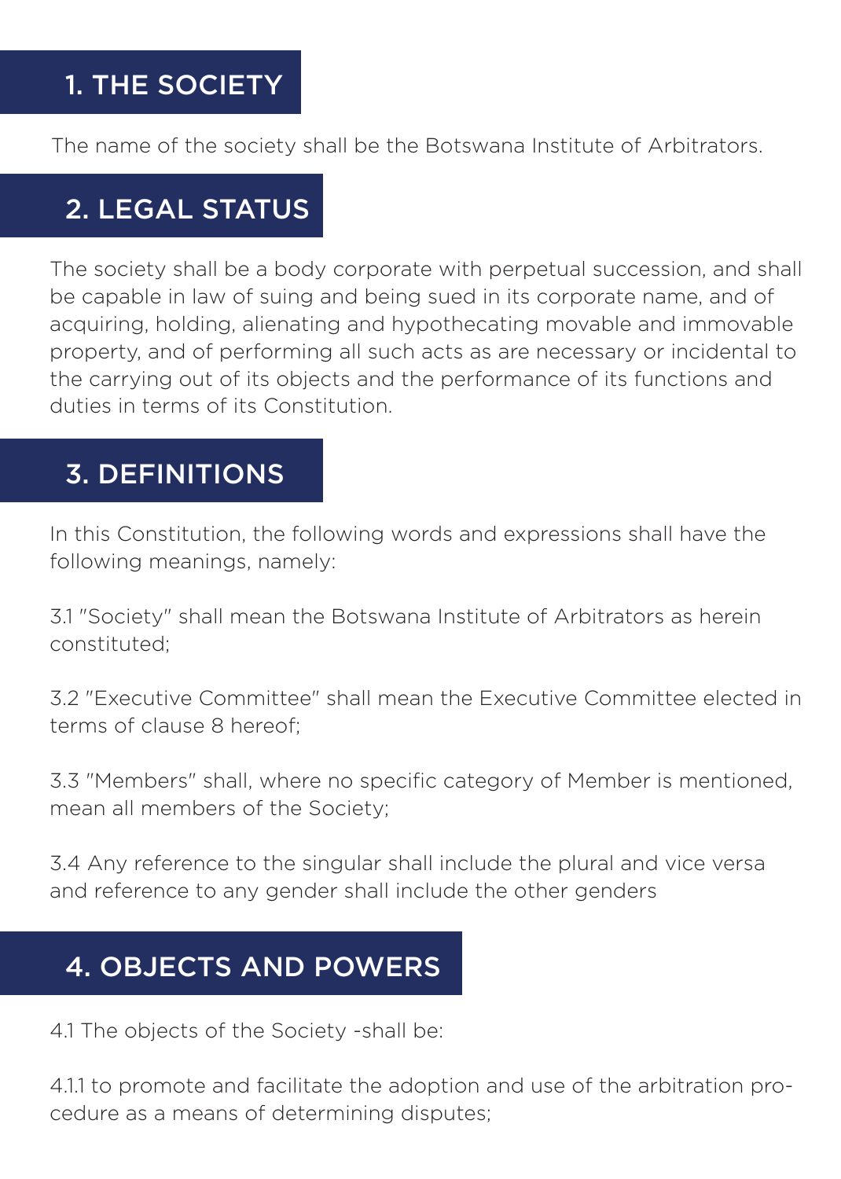## 1. THE SOCIETY

The name of the society shall be the Botswana Institute of Arbitrators.

## 2. LEGAL STATUS

The society shall be a body corporate with perpetual succession, and shall be capable in law of suing and being sued in its corporate name, and of acquiring, holding, alienating and hypothecating movable and immovable property, and of performing all such acts as are necessary or incidental to the carrying out of its objects and the performance of its functions and duties in terms of its Constitution.

## 3. DEFINITIONS

In this Constitution, the following words and expressions shall have the following meanings, namely:

3.1 "Society" shall mean the Botswana Institute of Arbitrators as herein constituted;

3.2 "Executive Committee" shall mean the Executive Committee elected in terms of clause 8 hereof;

3.3 "Members" shall, where no specific category of Member is mentioned, mean all members of the Society;

3.4 Any reference to the singular shall include the plural and vice versa and reference to any gender shall include the other genders

## 4. OBJECTS AND POWERS

4.1 The objects of the Society -shall be:

4.1.1 to promote and facilitate the adoption and use of the arbitration procedure as a means of determining disputes;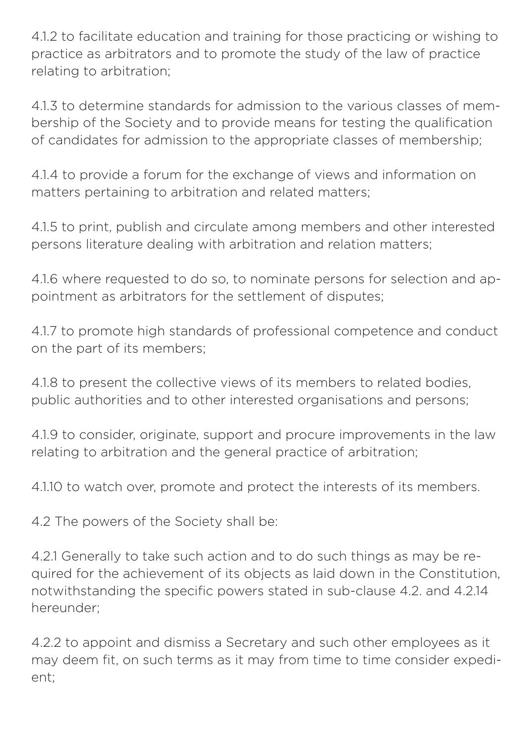4.1.2 to facilitate education and training for those practicing or wishing to practice as arbitrators and to promote the study of the law of practice relating to arbitration;

4.1.3 to determine standards for admission to the various classes of membership of the Society and to provide means for testing the qualification of candidates for admission to the appropriate classes of membership;

4.1.4 to provide a forum for the exchange of views and information on matters pertaining to arbitration and related matters;

4.1.5 to print, publish and circulate among members and other interested persons literature dealing with arbitration and relation matters;

4.1.6 where requested to do so, to nominate persons for selection and appointment as arbitrators for the settlement of disputes;

4.1.7 to promote high standards of professional competence and conduct on the part of its members;

4.1.8 to present the collective views of its members to related bodies, public authorities and to other interested organisations and persons;

4.1.9 to consider, originate, support and procure improvements in the law relating to arbitration and the general practice of arbitration;

4.1.10 to watch over, promote and protect the interests of its members.

4.2 The powers of the Society shall be:

4.2.1 Generally to take such action and to do such things as may be required for the achievement of its objects as laid down in the Constitution, notwithstanding the specific powers stated in sub-clause 4.2. and 4.2.14 hereunder;

4.2.2 to appoint and dismiss a Secretary and such other employees as it may deem fit, on such terms as it may from time to time consider expedient;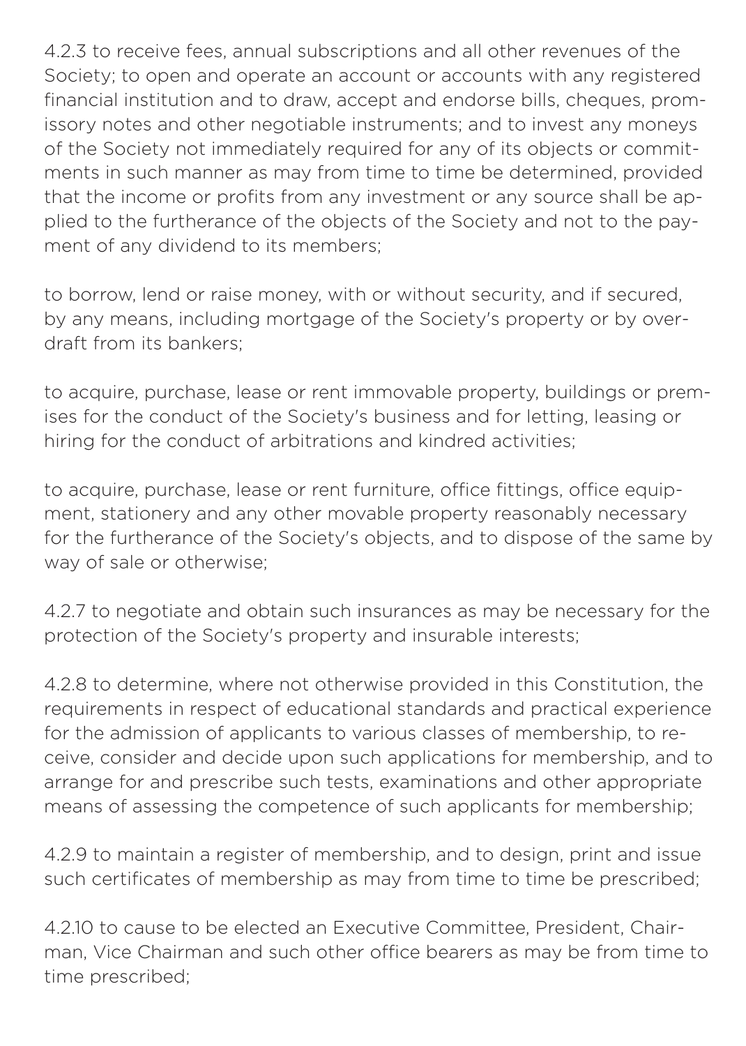4.2.3 to receive fees, annual subscriptions and all other revenues of the Society; to open and operate an account or accounts with any registered financial institution and to draw, accept and endorse bills, cheques, promissory notes and other negotiable instruments; and to invest any moneys of the Society not immediately required for any of its objects or commitments in such manner as may from time to time be determined, provided that the income or profits from any investment or any source shall be applied to the furtherance of the objects of the Society and not to the payment of any dividend to its members;

to borrow, lend or raise money, with or without security, and if secured, by any means, including mortgage of the Society's property or by overdraft from its bankers;

to acquire, purchase, lease or rent immovable property, buildings or premises for the conduct of the Society's business and for letting, leasing or hiring for the conduct of arbitrations and kindred activities;

to acquire, purchase, lease or rent furniture, office fittings, office equipment, stationery and any other movable property reasonably necessary for the furtherance of the Society's objects, and to dispose of the same by way of sale or otherwise;

4.2.7 to negotiate and obtain such insurances as may be necessary for the protection of the Society's property and insurable interests;

4.2.8 to determine, where not otherwise provided in this Constitution, the requirements in respect of educational standards and practical experience for the admission of applicants to various classes of membership, to receive, consider and decide upon such applications for membership, and to arrange for and prescribe such tests, examinations and other appropriate means of assessing the competence of such applicants for membership;

4.2.9 to maintain a register of membership, and to design, print and issue such certificates of membership as may from time to time be prescribed;

4.2.10 to cause to be elected an Executive Committee, President, Chairman, Vice Chairman and such other office bearers as may be from time to time prescribed;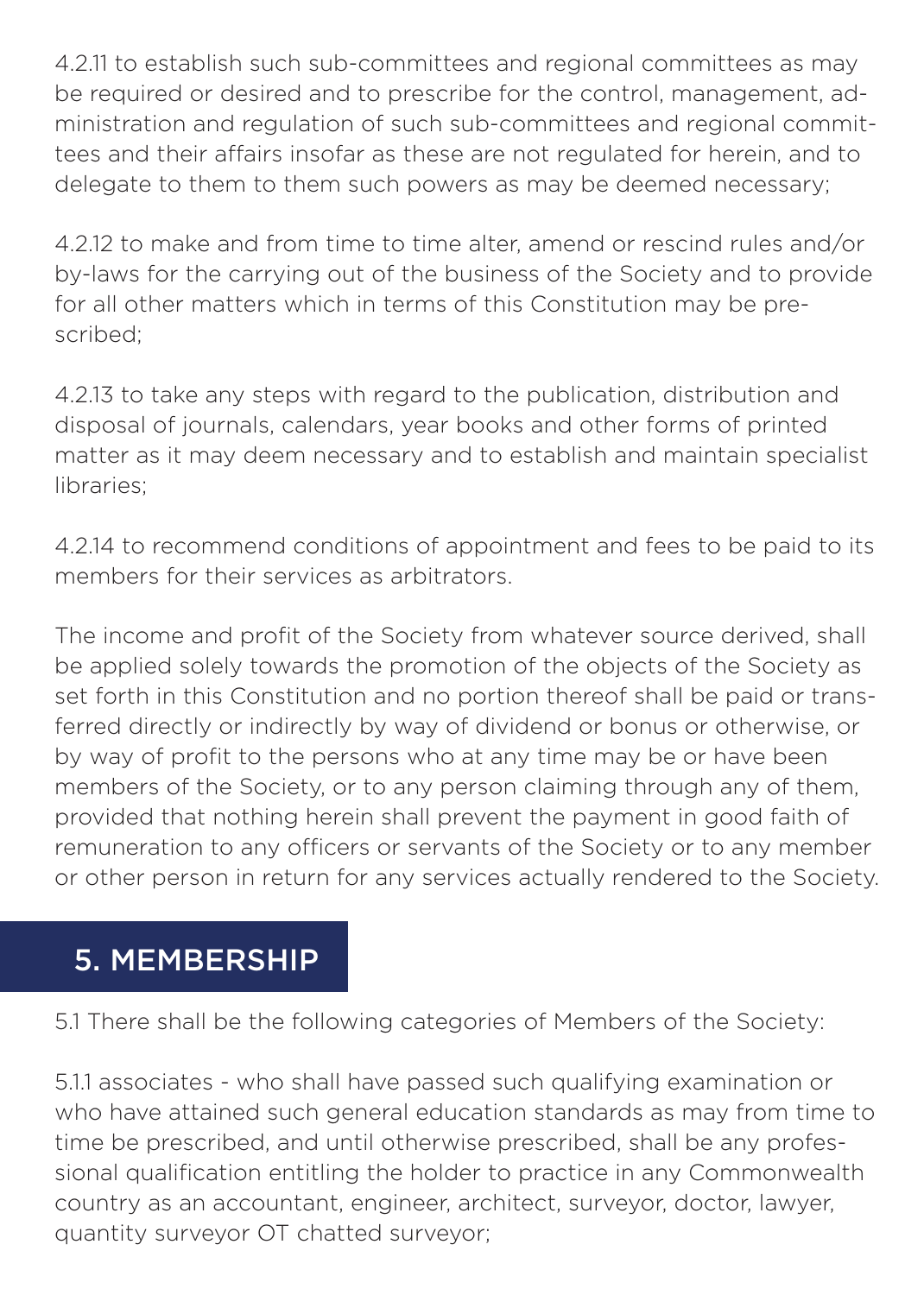4.2.11 to establish such sub-committees and regional committees as may be required or desired and to prescribe for the control, management, administration and regulation of such sub-committees and regional committees and their affairs insofar as these are not regulated for herein, and to delegate to them to them such powers as may be deemed necessary;

4.2.12 to make and from time to time alter, amend or rescind rules and/or by-laws for the carrying out of the business of the Society and to provide for all other matters which in terms of this Constitution may be prescribed;

4.2.13 to take any steps with regard to the publication, distribution and disposal of journals, calendars, year books and other forms of printed matter as it may deem necessary and to establish and maintain specialist libraries;

4.2.14 to recommend conditions of appointment and fees to be paid to its members for their services as arbitrators.

The income and profit of the Society from whatever source derived, shall be applied solely towards the promotion of the objects of the Society as set forth in this Constitution and no portion thereof shall be paid or transferred directly or indirectly by way of dividend or bonus or otherwise, or by way of profit to the persons who at any time may be or have been members of the Society, or to any person claiming through any of them, provided that nothing herein shall prevent the payment in good faith of remuneration to any officers or servants of the Society or to any member or other person in return for any services actually rendered to the Society.

## 5. MEMBERSHIP

5.1 There shall be the following categories of Members of the Society:

5.1.1 associates - who shall have passed such qualifying examination or who have attained such general education standards as may from time to time be prescribed, and until otherwise prescribed, shall be any professional qualification entitling the holder to practice in any Commonwealth country as an accountant, engineer, architect, surveyor, doctor, lawyer, quantity surveyor OT chatted surveyor;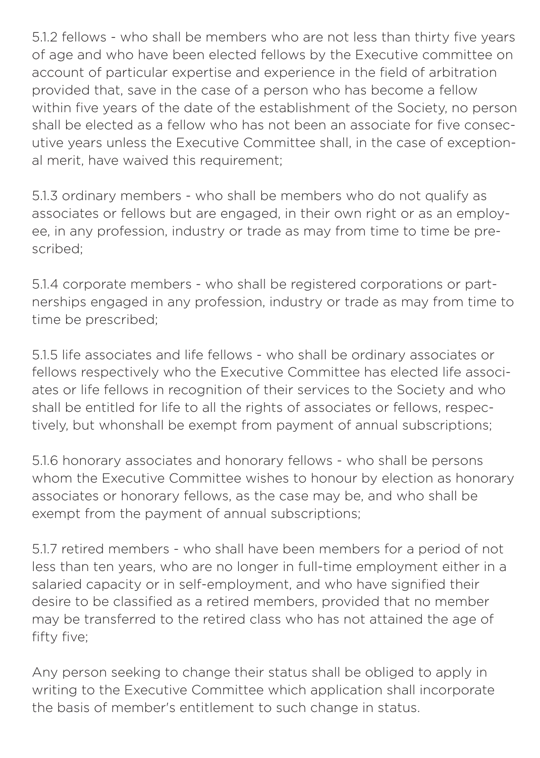5.1.2 fellows - who shall be members who are not less than thirty five years of age and who have been elected fellows by the Executive committee on account of particular expertise and experience in the field of arbitration provided that, save in the case of a person who has become a fellow within five years of the date of the establishment of the Society, no person shall be elected as a fellow who has not been an associate for five consecutive years unless the Executive Committee shall, in the case of exceptional merit, have waived this requirement;

5.1.3 ordinary members - who shall be members who do not qualify as associates or fellows but are engaged, in their own right or as an employee, in any profession, industry or trade as may from time to time be prescribed;

5.1.4 corporate members - who shall be registered corporations or partnerships engaged in any profession, industry or trade as may from time to time be prescribed;

5.1.5 life associates and life fellows - who shall be ordinary associates or fellows respectively who the Executive Committee has elected life associates or life fellows in recognition of their services to the Society and who shall be entitled for life to all the rights of associates or fellows, respectively, but whonshall be exempt from payment of annual subscriptions;

5.1.6 honorary associates and honorary fellows - who shall be persons whom the Executive Committee wishes to honour by election as honorary associates or honorary fellows, as the case may be, and who shall be exempt from the payment of annual subscriptions;

5.1.7 retired members - who shall have been members for a period of not less than ten years, who are no longer in full-time employment either in a salaried capacity or in self-employment, and who have signified their desire to be classified as a retired members, provided that no member may be transferred to the retired class who has not attained the age of fifty five;

Any person seeking to change their status shall be obliged to apply in writing to the Executive Committee which application shall incorporate the basis of member's entitlement to such change in status.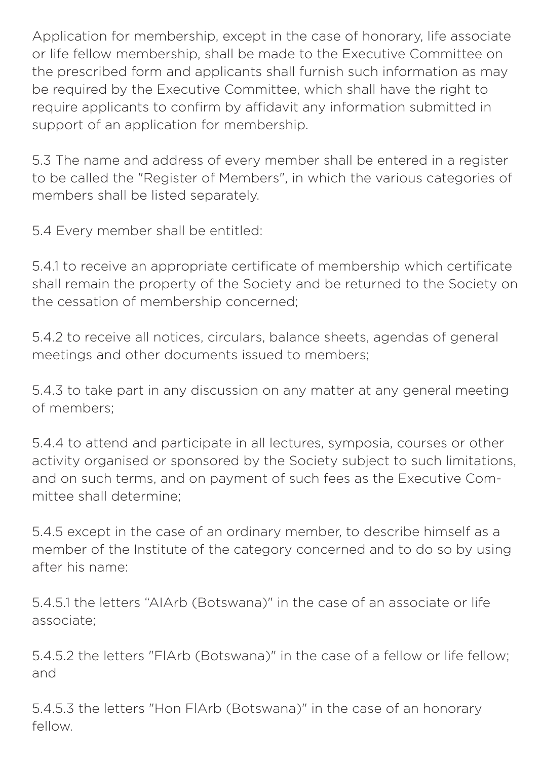Application for membership, except in the case of honorary, life associate or life fellow membership, shall be made to the Executive Committee on the prescribed form and applicants shall furnish such information as may be required by the Executive Committee, which shall have the right to require applicants to confirm by affidavit any information submitted in support of an application for membership.

5.3 The name and address of every member shall be entered in a register to be called the "Register of Members", in which the various categories of members shall be listed separately.

5.4 Every member shall be entitled:

5.4.1 to receive an appropriate certificate of membership which certificate shall remain the property of the Society and be returned to the Society on the cessation of membership concerned;

5.4.2 to receive all notices, circulars, balance sheets, agendas of general meetings and other documents issued to members;

5.4.3 to take part in any discussion on any matter at any general meeting of members;

5.4.4 to attend and participate in all lectures, symposia, courses or other activity organised or sponsored by the Society subject to such limitations, and on such terms, and on payment of such fees as the Executive Committee shall determine;

5.4.5 except in the case of an ordinary member, to describe himself as a member of the Institute of the category concerned and to do so by using after his name:

5.4.5.1 the letters "AIArb (Botswana)" in the case of an associate or life associate;

5.4.5.2 the letters "FIArb (Botswana)" in the case of a fellow or life fellow; and

5.4.5.3 the letters "Hon FIArb (Botswana)" in the case of an honorary fellow.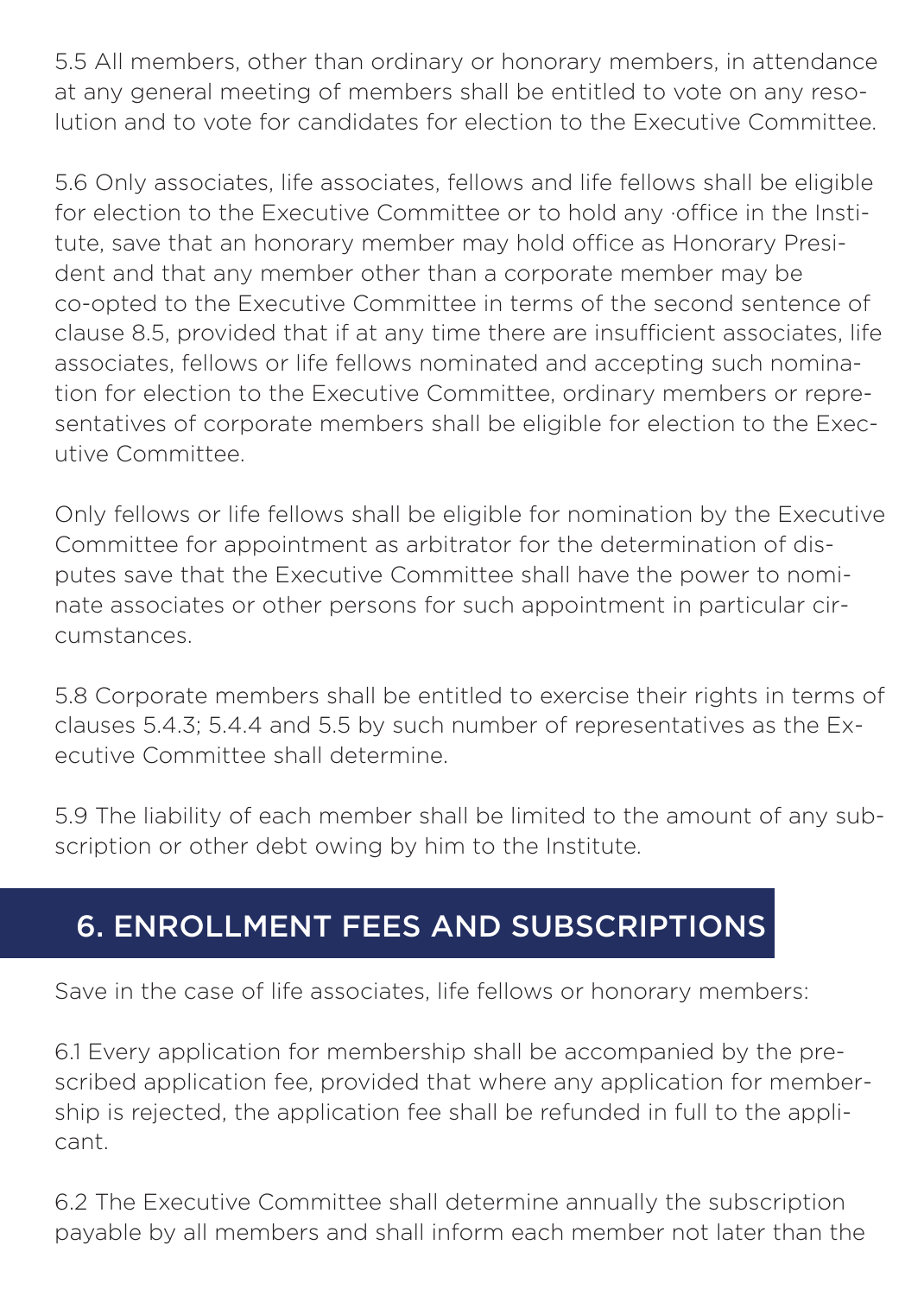5.5 All members, other than ordinary or honorary members, in attendance at any general meeting of members shall be entitled to vote on any resolution and to vote for candidates for election to the Executive Committee.

5.6 Only associates, life associates, fellows and life fellows shall be eligible for election to the Executive Committee or to hold any ·office in the Institute, save that an honorary member may hold office as Honorary President and that any member other than a corporate member may be co-opted to the Executive Committee in terms of the second sentence of clause 8.5, provided that if at any time there are insufficient associates, life associates, fellows or life fellows nominated and accepting such nomination for election to the Executive Committee, ordinary members or representatives of corporate members shall be eligible for election to the Executive Committee.

Only fellows or life fellows shall be eligible for nomination by the Executive Committee for appointment as arbitrator for the determination of disputes save that the Executive Committee shall have the power to nominate associates or other persons for such appointment in particular circumstances.

5.8 Corporate members shall be entitled to exercise their rights in terms of clauses 5.4.3; 5.4.4 and 5.5 by such number of representatives as the Executive Committee shall determine.

5.9 The liability of each member shall be limited to the amount of any subscription or other debt owing by him to the Institute.

## 6. ENROLLMENT FEES AND SUBSCRIPTIONS

Save in the case of life associates, life fellows or honorary members:

6.1 Every application for membership shall be accompanied by the prescribed application fee, provided that where any application for membership is rejected, the application fee shall be refunded in full to the applicant.

6.2 The Executive Committee shall determine annually the subscription payable by all members and shall inform each member not later than the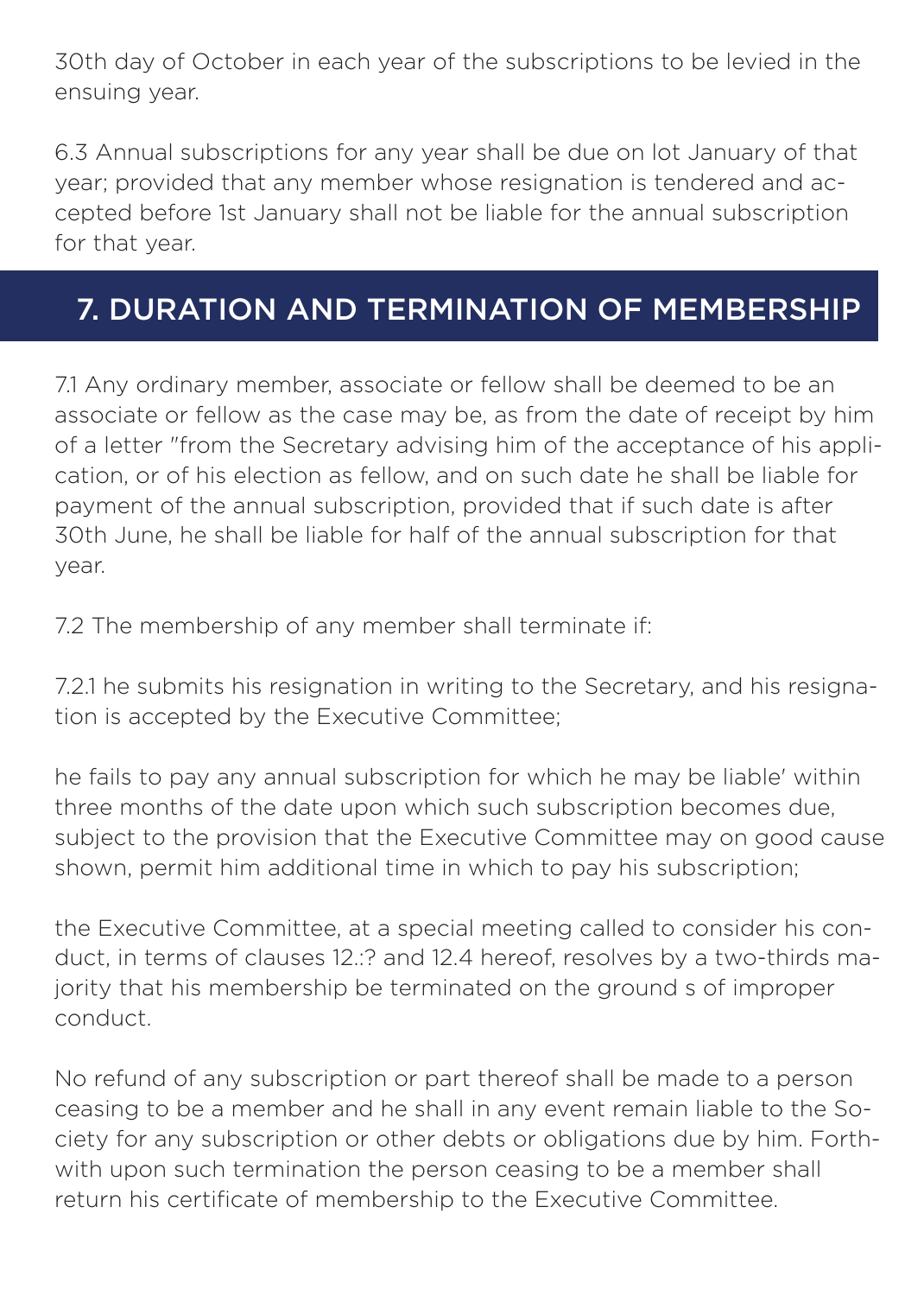30th day of October in each year of the subscriptions to be levied in the ensuing year.

6.3 Annual subscriptions for any year shall be due on lot January of that year; provided that any member whose resignation is tendered and accepted before 1st January shall not be liable for the annual subscription for that year.

## 7. DURATION AND TERMINATION OF MEMBERSHIP

7.1 Any ordinary member, associate or fellow shall be deemed to be an associate or fellow as the case may be, as from the date of receipt by him of a letter "from the Secretary advising him of the acceptance of his application, or of his election as fellow, and on such date he shall be liable for payment of the annual subscription, provided that if such date is after 30th June, he shall be liable for half of the annual subscription for that year.

7.2 The membership of any member shall terminate if:

7.2.1 he submits his resignation in writing to the Secretary, and his resignation is accepted by the Executive Committee;

he fails to pay any annual subscription for which he may be liable' within three months of the date upon which such subscription becomes due, subject to the provision that the Executive Committee may on good cause shown, permit him additional time in which to pay his subscription;

the Executive Committee, at a special meeting called to consider his conduct, in terms of clauses 12.:? and 12.4 hereof, resolves by a two-thirds majority that his membership be terminated on the ground s of improper conduct.

No refund of any subscription or part thereof shall be made to a person ceasing to be a member and he shall in any event remain liable to the Society for any subscription or other debts or obligations due by him. Forthwith upon such termination the person ceasing to be a member shall return his certificate of membership to the Executive Committee.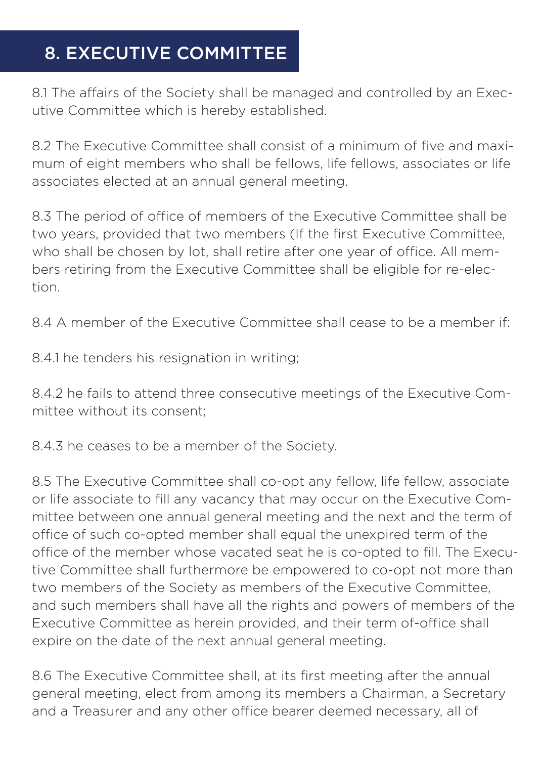## 8. EXECUTIVE COMMITTEE

8.1 The affairs of the Society shall be managed and controlled by an Executive Committee which is hereby established.

8.2 The Executive Committee shall consist of a minimum of five and maximum of eight members who shall be fellows, life fellows, associates or life associates elected at an annual general meeting.

8.3 The period of office of members of the Executive Committee shall be two years, provided that two members (If the first Executive Committee, who shall be chosen by lot, shall retire after one year of office. All members retiring from the Executive Committee shall be eligible for re-election.

8.4 A member of the Executive Committee shall cease to be a member if:

8.4.1 he tenders his resignation in writing;

8.4.2 he fails to attend three consecutive meetings of the Executive Committee without its consent;

8.4.3 he ceases to be a member of the Society.

8.5 The Executive Committee shall co-opt any fellow, life fellow, associate or life associate to fill any vacancy that may occur on the Executive Committee between one annual general meeting and the next and the term of office of such co-opted member shall equal the unexpired term of the office of the member whose vacated seat he is co-opted to fill. The Executive Committee shall furthermore be empowered to co-opt not more than two members of the Society as members of the Executive Committee, and such members shall have all the rights and powers of members of the Executive Committee as herein provided, and their term of-office shall expire on the date of the next annual general meeting.

8.6 The Executive Committee shall, at its first meeting after the annual general meeting, elect from among its members a Chairman, a Secretary and a Treasurer and any other office bearer deemed necessary, all of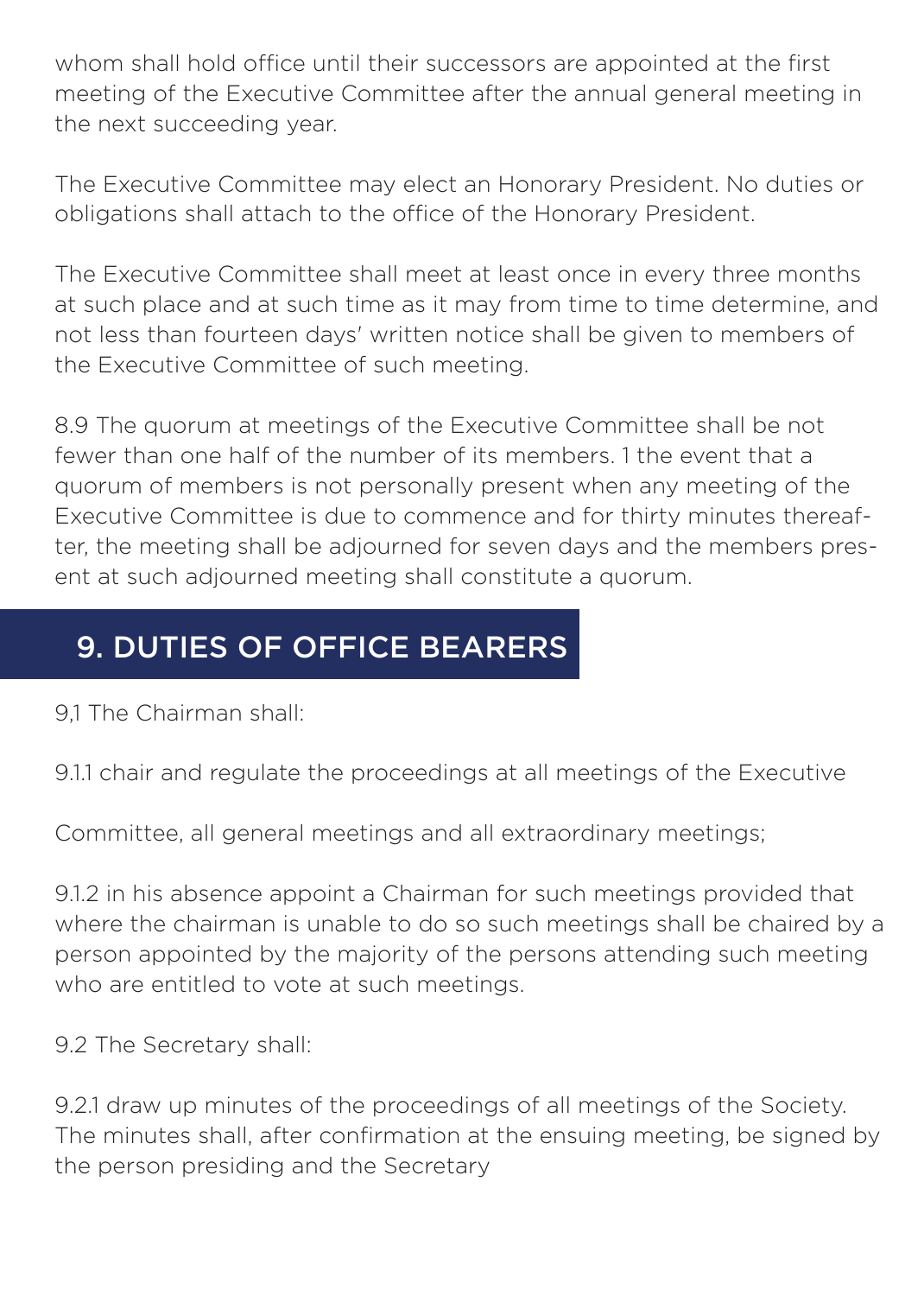whom shall hold office until their successors are appointed at the first meeting of the Executive Committee after the annual general meeting in the next succeeding year.

The Executive Committee may elect an Honorary President. No duties or obligations shall attach to the office of the Honorary President.

The Executive Committee shall meet at least once in every three months at such place and at such time as it may from time to time determine, and not less than fourteen days' written notice shall be given to members of the Executive Committee of such meeting.

8.9 The quorum at meetings of the Executive Committee shall be not fewer than one half of the number of its members. 1 the event that a quorum of members is not personally present when any meeting of the Executive Committee is due to commence and for thirty minutes thereafter, the meeting shall be adjourned for seven days and the members present at such adjourned meeting shall constitute a quorum.

## 9. DUTIES OF OFFICE BEARERS

9,1 The Chairman shall:

9.1.1 chair and regulate the proceedings at all meetings of the Executive

Committee, all general meetings and all extraordinary meetings;

9.1.2 in his absence appoint a Chairman for such meetings provided that where the chairman is unable to do so such meetings shall be chaired by a person appointed by the majority of the persons attending such meeting who are entitled to vote at such meetings.

9.2 The Secretary shall:

9.2.1 draw up minutes of the proceedings of all meetings of the Society. The minutes shall, after confirmation at the ensuing meeting, be signed by the person presiding and the Secretary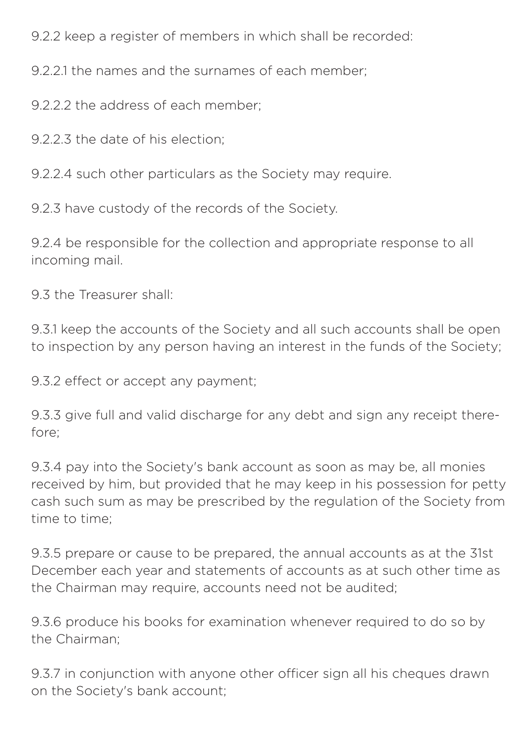9.2.2 keep a register of members in which shall be recorded:

9.2.2.1 the names and the surnames of each member;

9.2.2.2 the address of each member;

9.2.2.3 the date of his election;

9.2.2.4 such other particulars as the Society may require.

9.2.3 have custody of the records of the Society.

9.2.4 be responsible for the collection and appropriate response to all incoming mail.

9.3 the Treasurer shall:

9.3.1 keep the accounts of the Society and all such accounts shall be open to inspection by any person having an interest in the funds of the Society;

9.3.2 effect or accept any payment;

9.3.3 give full and valid discharge for any debt and sign any receipt therefore;

9.3.4 pay into the Society's bank account as soon as may be, all monies received by him, but provided that he may keep in his possession for petty cash such sum as may be prescribed by the regulation of the Society from time to time;

9.3.5 prepare or cause to be prepared, the annual accounts as at the 31st December each year and statements of accounts as at such other time as the Chairman may require, accounts need not be audited;

9.3.6 produce his books for examination whenever required to do so by the Chairman;

9.3.7 in conjunction with anyone other officer sign all his cheques drawn on the Society's bank account;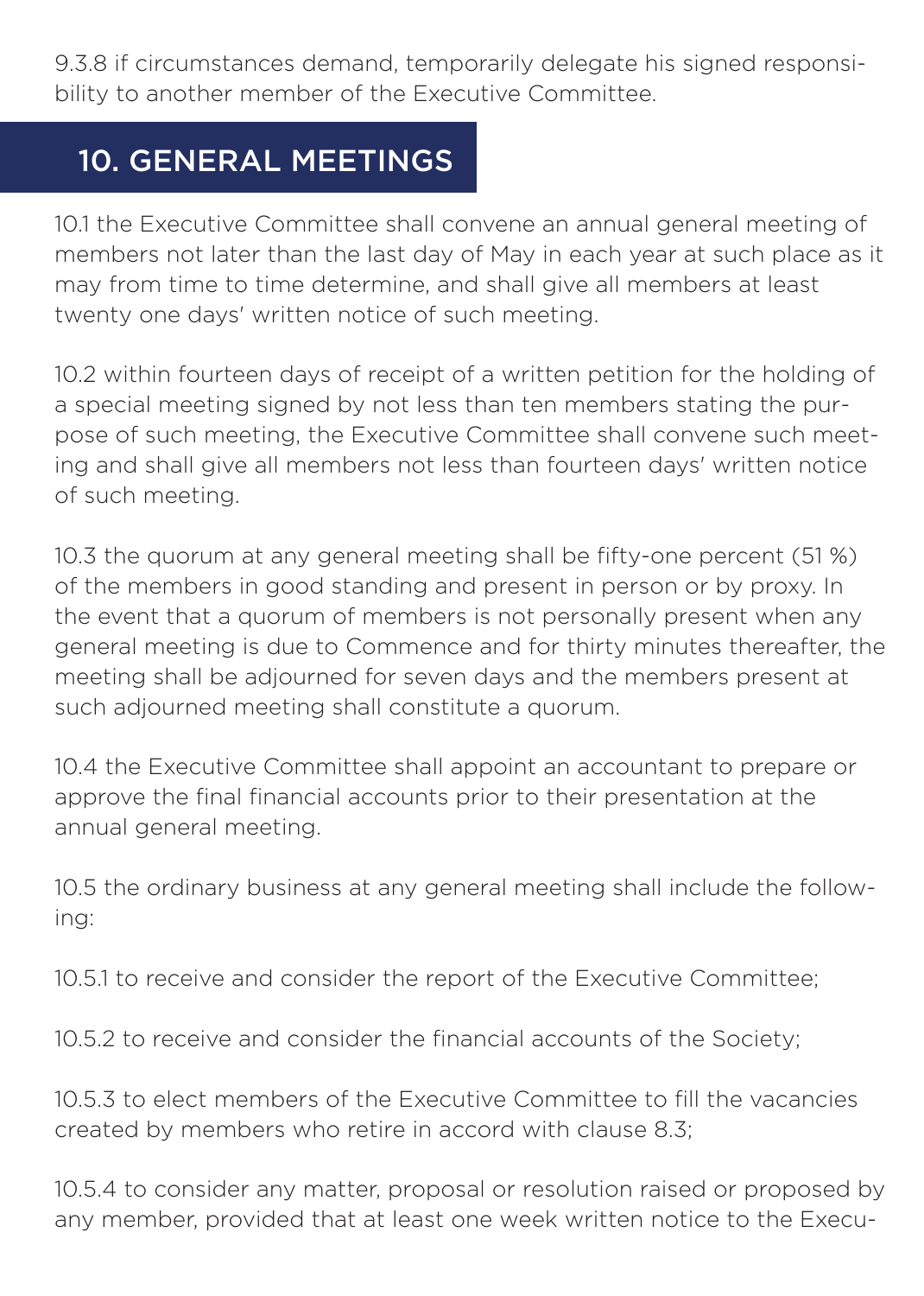9.3.8 if circumstances demand, temporarily delegate his signed responsibility to another member of the Executive Committee.

## 10. GENERAL MEETINGS

10.1 the Executive Committee shall convene an annual general meeting of members not later than the last day of May in each year at such place as it may from time to time determine, and shall give all members at least twenty one days' written notice of such meeting.

10.2 within fourteen days of receipt of a written petition for the holding of a special meeting signed by not less than ten members stating the purpose of such meeting, the Executive Committee shall convene such meeting and shall give all members not less than fourteen days' written notice of such meeting.

10.3 the quorum at any general meeting shall be fifty-one percent (51 %) of the members in good standing and present in person or by proxy. In the event that a quorum of members is not personally present when any general meeting is due to Commence and for thirty minutes thereafter, the meeting shall be adjourned for seven days and the members present at such adjourned meeting shall constitute a quorum.

10.4 the Executive Committee shall appoint an accountant to prepare or approve the final financial accounts prior to their presentation at the annual general meeting.

10.5 the ordinary business at any general meeting shall include the following:

10.5.1 to receive and consider the report of the Executive Committee;

10.5.2 to receive and consider the financial accounts of the Society;

10.5.3 to elect members of the Executive Committee to fill the vacancies created by members who retire in accord with clause 8.3;

10.5.4 to consider any matter, proposal or resolution raised or proposed by any member, provided that at least one week written notice to the Execu-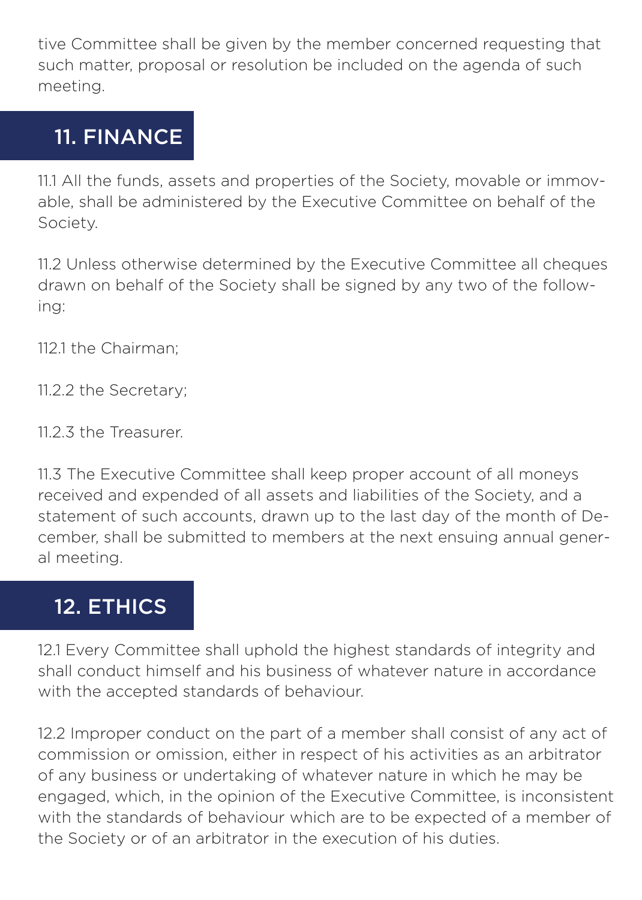tive Committee shall be given by the member concerned requesting that such matter, proposal or resolution be included on the agenda of such meeting.

## 11. FINANCE

11.1 All the funds, assets and properties of the Society, movable or immovable, shall be administered by the Executive Committee on behalf of the Society.

11.2 Unless otherwise determined by the Executive Committee all cheques drawn on behalf of the Society shall be signed by any two of the following:

112.1 the Chairman;

11.2.2 the Secretary;

11.2.3 the Treasurer.

11.3 The Executive Committee shall keep proper account of all moneys received and expended of all assets and liabilities of the Society, and a statement of such accounts, drawn up to the last day of the month of December, shall be submitted to members at the next ensuing annual general meeting.

## 12. ETHICS

12.1 Every Committee shall uphold the highest standards of integrity and shall conduct himself and his business of whatever nature in accordance with the accepted standards of behaviour.

12.2 Improper conduct on the part of a member shall consist of any act of commission or omission, either in respect of his activities as an arbitrator of any business or undertaking of whatever nature in which he may be engaged, which, in the opinion of the Executive Committee, is inconsistent with the standards of behaviour which are to be expected of a member of the Society or of an arbitrator in the execution of his duties.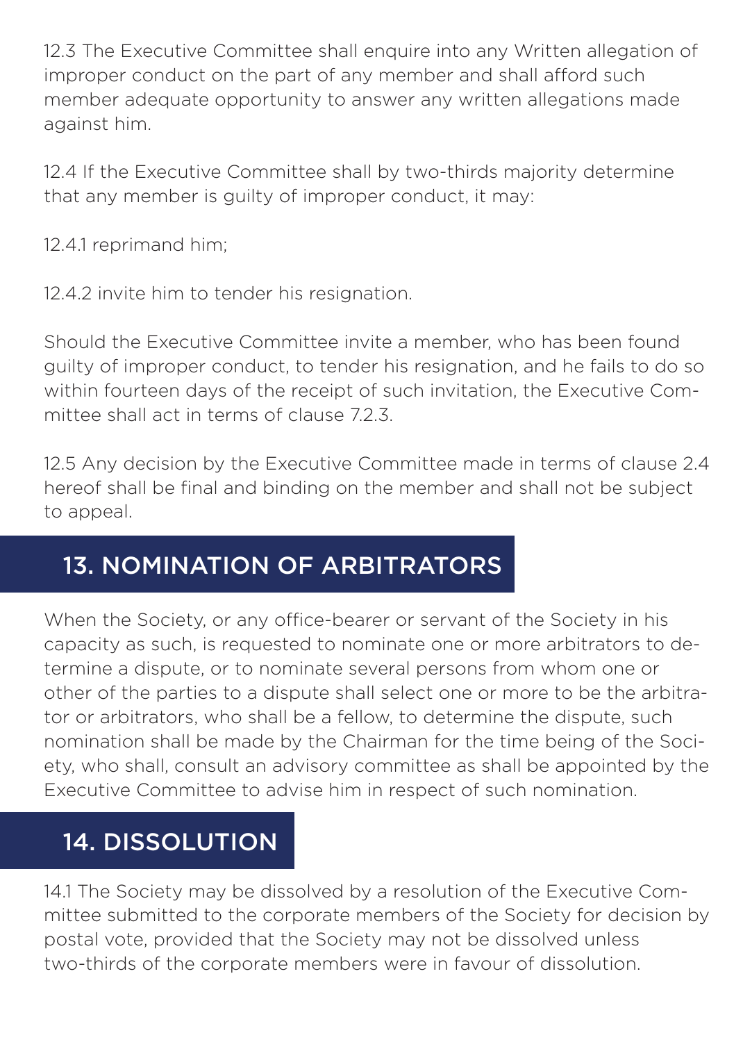12.3 The Executive Committee shall enquire into any Written allegation of improper conduct on the part of any member and shall afford such member adequate opportunity to answer any written allegations made against him.

12.4 If the Executive Committee shall by two-thirds majority determine that any member is guilty of improper conduct, it may:

12.4.1 reprimand him;

12.4.2 invite him to tender his resignation.

Should the Executive Committee invite a member, who has been found guilty of improper conduct, to tender his resignation, and he fails to do so within fourteen days of the receipt of such invitation, the Executive Committee shall act in terms of clause 7.2.3.

12.5 Any decision by the Executive Committee made in terms of clause 2.4 hereof shall be final and binding on the member and shall not be subject to appeal.

## 13. NOMINATION OF ARBITRATORS

When the Society, or any office-bearer or servant of the Society in his capacity as such, is requested to nominate one or more arbitrators to determine a dispute, or to nominate several persons from whom one or other of the parties to a dispute shall select one or more to be the arbitrator or arbitrators, who shall be a fellow, to determine the dispute, such nomination shall be made by the Chairman for the time being of the Society, who shall, consult an advisory committee as shall be appointed by the Executive Committee to advise him in respect of such nomination.

## 14. DISSOLUTION

14.1 The Society may be dissolved by a resolution of the Executive Committee submitted to the corporate members of the Society for decision by postal vote, provided that the Society may not be dissolved unless two-thirds of the corporate members were in favour of dissolution.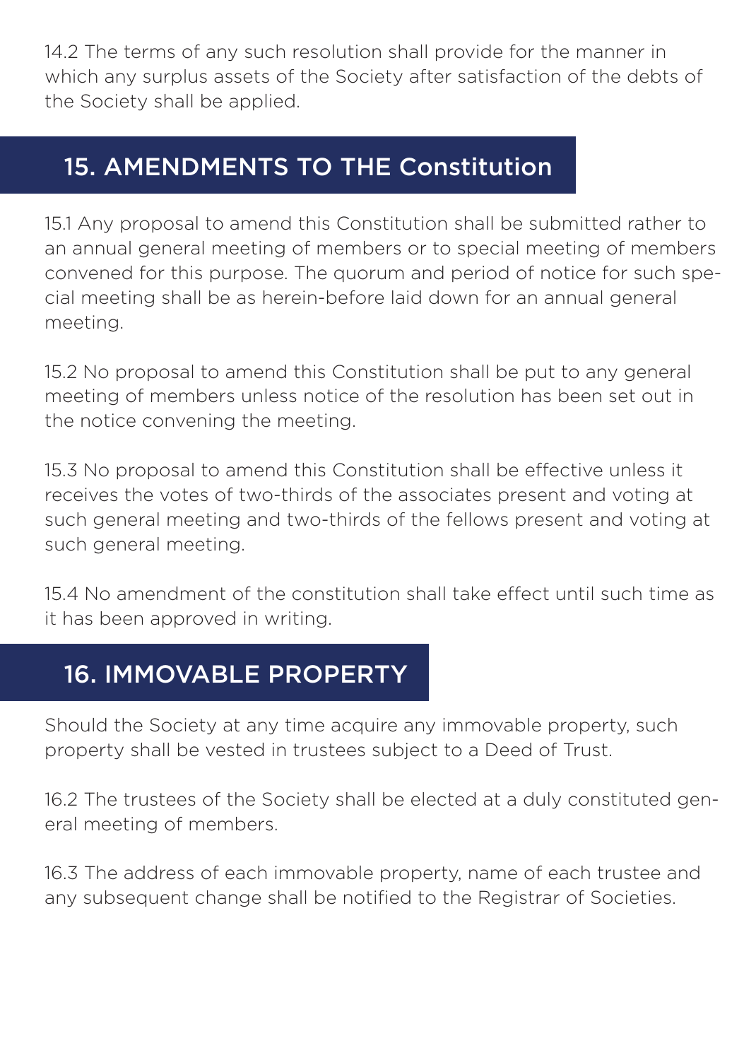14.2 The terms of any such resolution shall provide for the manner in which any surplus assets of the Society after satisfaction of the debts of the Society shall be applied.

## 15. AMENDMENTS TO THE Constitution

15.1 Any proposal to amend this Constitution shall be submitted rather to an annual general meeting of members or to special meeting of members convened for this purpose. The quorum and period of notice for such special meeting shall be as herein-before laid down for an annual general meeting.

15.2 No proposal to amend this Constitution shall be put to any general meeting of members unless notice of the resolution has been set out in the notice convening the meeting.

15.3 No proposal to amend this Constitution shall be effective unless it receives the votes of two-thirds of the associates present and voting at such general meeting and two-thirds of the fellows present and voting at such general meeting.

15.4 No amendment of the constitution shall take effect until such time as it has been approved in writing.

## 16. IMMOVABLE PROPERTY

Should the Society at any time acquire any immovable property, such property shall be vested in trustees subject to a Deed of Trust.

16.2 The trustees of the Society shall be elected at a duly constituted general meeting of members.

16.3 The address of each immovable property, name of each trustee and any subsequent change shall be notified to the Registrar of Societies.